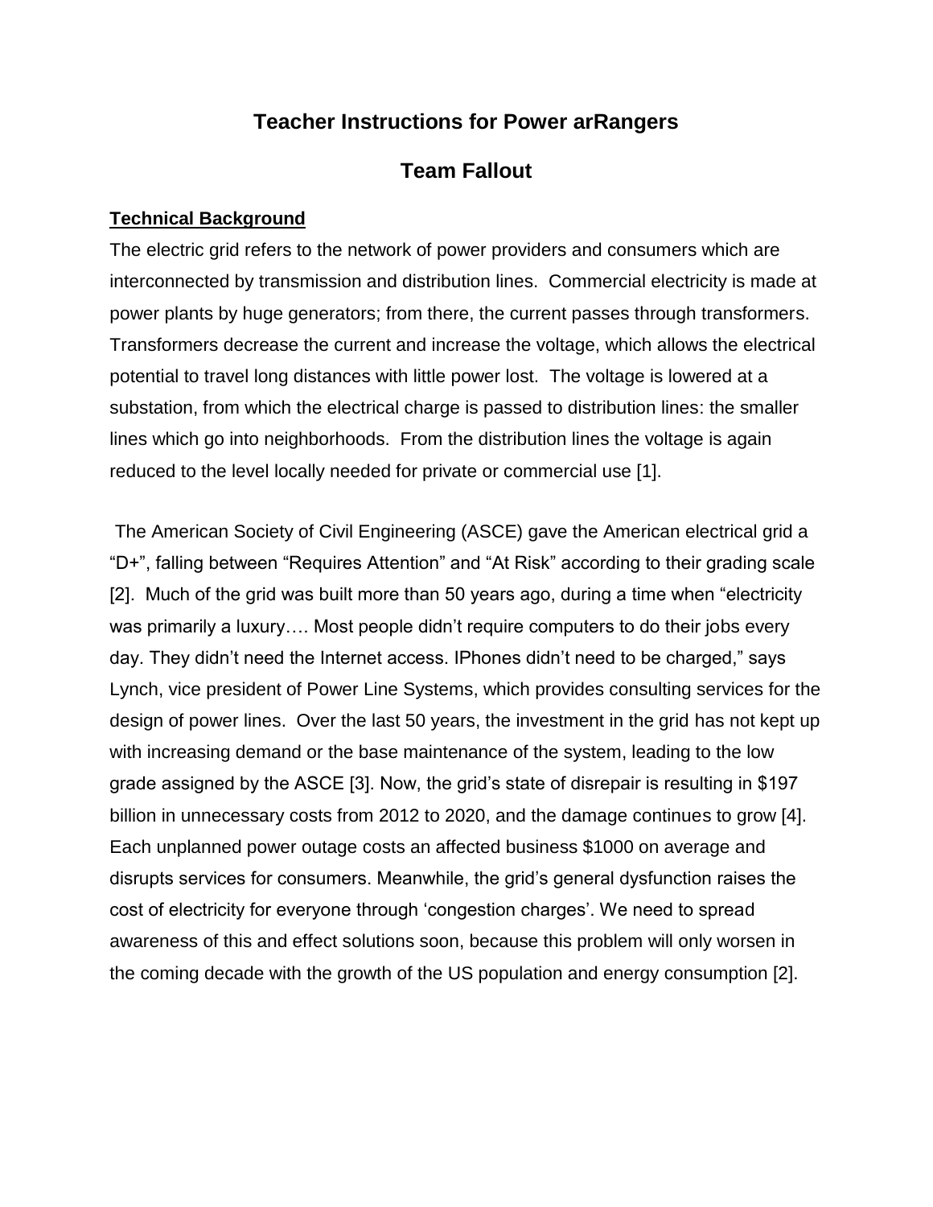# Teacher Instructions for Power arRangers

## Team Fallout

**Technical Background**

The electric grid refers to the network of power providers and consumers which are interconnected by transmission and distribution lines. Commercial electricity is made at power plants by huge generators; from there, the current passes through transformers. Transformers decrease the current and increase the voltage, which allows the electrical potential to travel long distances with little power lost. The voltage is lowered at a substation, from which the electrical charge is passed to distribution lines: the smaller lines which go into neighborhoods. From the distribution lines the voltage is again reduced to the level locally needed for private or commercial use [1].

The American Society of Civil Engineering (ASCE) gave the American electrical grid a "D+", falling between "Requires Attention" and "At Risk" according to their grading scale [2]. Much of the grid was built more than 50 years ago, during a time when "electricity was primarily a luxury…. Most people didn't require computers to do their jobs every day. They didn't need the Internet access. IPhones didn't need to be charged," says Lynch, vice president of Power Line Systems, which provides consulting services for the design of power lines. Over the last 50 years, the investment in the grid has not kept up with increasing demand or the base maintenance of the system, leading to the low grade assigned by the ASCE [3]. Now, the grid's state of disrepair is resulting in $197 billion in unnecessary costs from 2012 to 2020, and the damage continues to grow [4]. Each unplanned power outage costs an affected business $1000 on average and disrupts services for consumers. Meanwhile, the grid's general dysfunction raises the cost of electricity for everyone through 'congestion charges'. We need to spread awareness of this and effect solutions soon, because this problem will only worsen in the coming decade with the growth of the US population and energy consumption [2].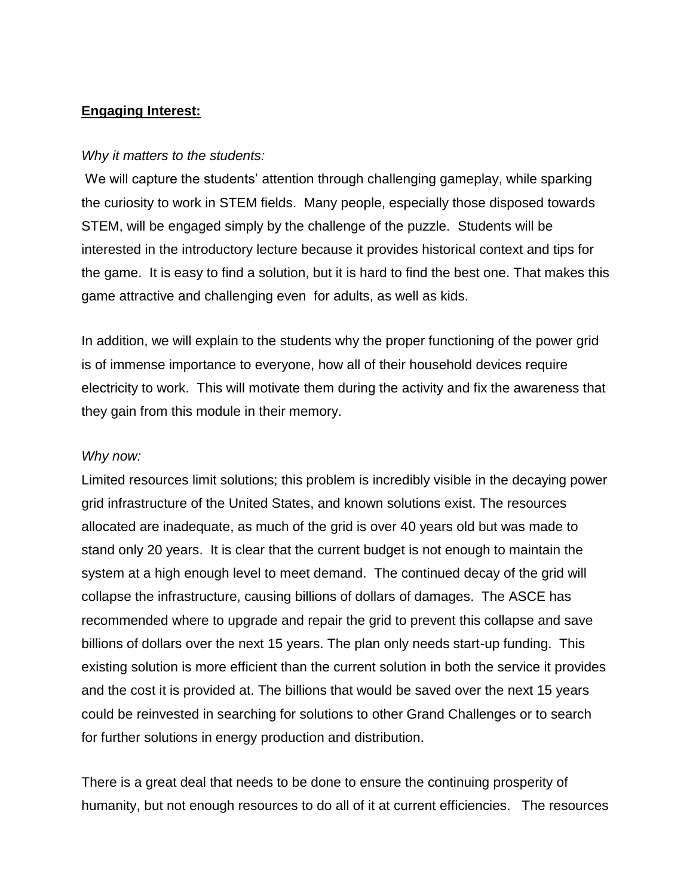**Engaging Interest:**

*Why it matters to the students:*

We will capture the students' attention through challenging gameplay, while sparking the curiosity to work in STEM fields. Many people, especially those disposed towards STEM, will be engaged simply by the challenge of the puzzle. Students will be interested in the introductory lecture because it provides historical context and tips for the game. It is easy to find a solution, but it is hard to find the best one. That makes this game attractive and challenging even for adults, as well as kids.

In addition, we will explain to the students why the proper functioning of the power grid is of immense importance to everyone, how all of their household devices require electricity to work. This will motivate them during the activity and fix the awareness that they gain from this module in their memory.

*Why now:*

Limited resources limit solutions; this problem is incredibly visible in the decaying power grid infrastructure of the United States, and known solutions exist. The resources allocated are inadequate, as much of the grid is over 40 years old but was made to stand only 20 years. It is clear that the current budget is not enough to maintain the system at a high enough level to meet demand. The continued decay of the grid will collapse the infrastructure, causing billions of dollars of damages. The ASCE has recommended where to upgrade and repair the grid to prevent this collapse and save billions of dollars over the next 15 years. The plan only needs start-up funding. This existing solution is more efficient than the current solution in both the service it provides and the cost it is provided at. The billions that would be saved over the next 15 years could be reinvested in searching for solutions to other Grand Challenges or to search for further solutions in energy production and distribution.

There is a great deal that needs to be done to ensure the continuing prosperity of humanity, but not enough resources to do all of it at current efficiencies. The resources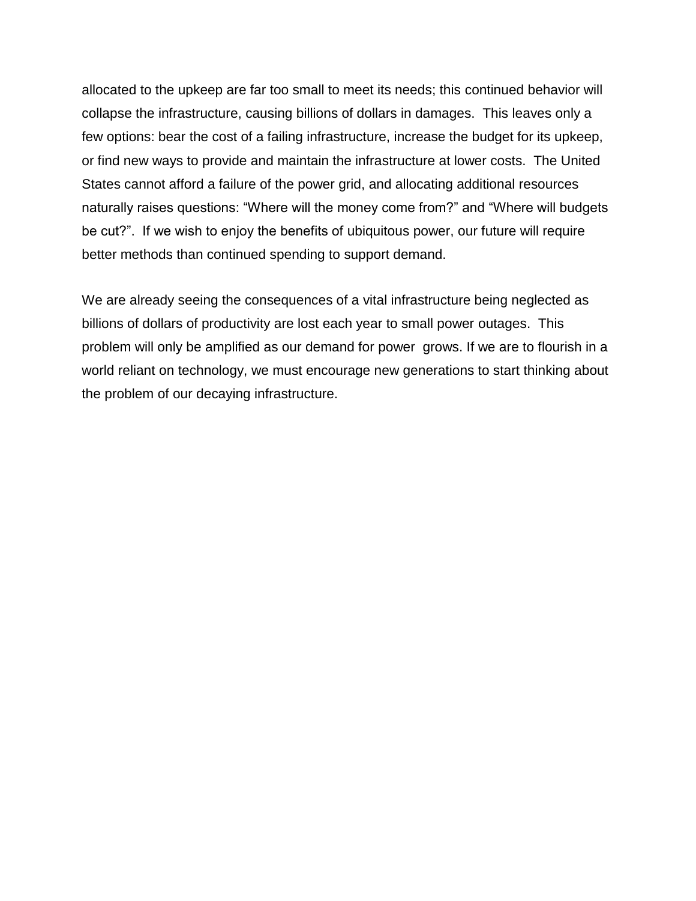allocated to the upkeep are far too small to meet its needs; this continued behavior will collapse the infrastructure, causing billions of dollars in damages. This leaves only a few options: bear the cost of a failing infrastructure, increase the budget for its upkeep, or find new ways to provide and maintain the infrastructure at lower costs. The United States cannot afford a failure of the power grid, and allocating additional resources naturally raises questions: "Where will the money come from?" and "Where will budgets be cut?". If we wish to enjoy the benefits of ubiquitous power, our future will require better methods than continued spending to support demand.

We are already seeing the consequences of a vital infrastructure being neglected as billions of dollars of productivity are lost each year to small power outages. This problem will only be amplified as our demand for power grows. If we are to flourish in a world reliant on technology, we must encourage new generations to start thinking about the problem of our decaying infrastructure.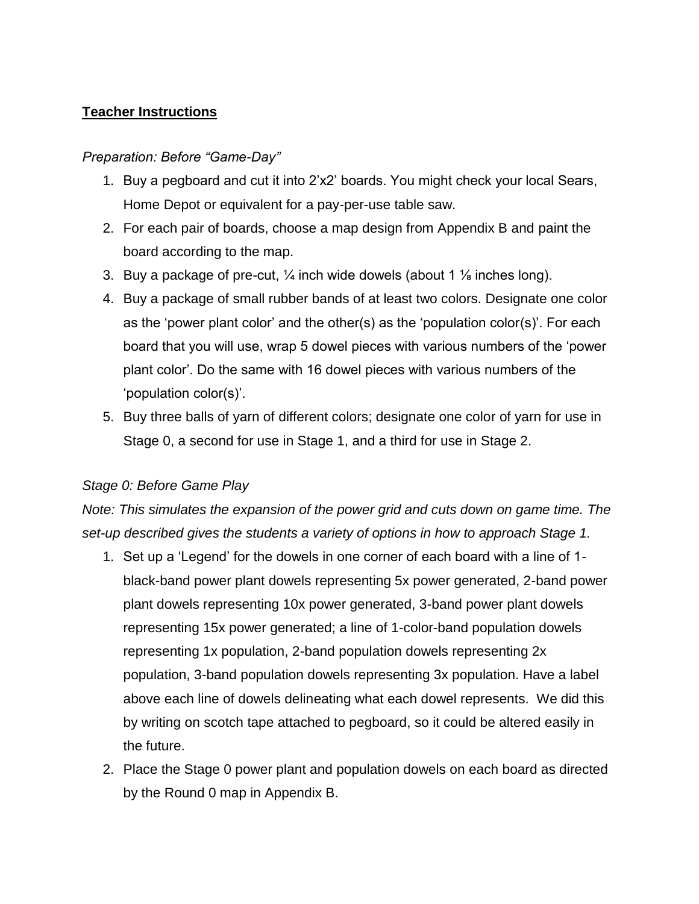**Teacher Instructions**

*Preparation: Before "Game-Day"*

1. Buy a pegboard and cut it into 2'x2' boards. You might check your local Sears, Home Depot or equivalent for a pay-per-use table saw.
2. For each pair of boards, choose a map design from Appendix B and paint the board according to the map.
3. Buy a package of pre-cut, ¼ inch wide dowels (about 1 ⅛ inches long).
4. Buy a package of small rubber bands of at least two colors. Designate one color as the 'power plant color' and the other(s) as the 'population color(s)'. For each board that you will use, wrap 5 dowel pieces with various numbers of the 'power plant color'. Do the same with 16 dowel pieces with various numbers of the 'population color(s)'.
5. Buy three balls of yarn of different colors; designate one color of yarn for use in Stage 0, a second for use in Stage 1, and a third for use in Stage 2.

*Stage 0: Before Game Play*

*Note: This simulates the expansion of the power grid and cuts down on game time. The set-up described gives the students a variety of options in how to approach Stage 1.*

1. Set up a 'Legend' for the dowels in one corner of each board with a line of 1-black-band power plant dowels representing 5x power generated, 2-band power plant dowels representing 10x power generated, 3-band power plant dowels representing 15x power generated; a line of 1-color-band population dowels representing 1x population, 2-band population dowels representing 2x population, 3-band population dowels representing 3x population. Have a label above each line of dowels delineating what each dowel represents. We did this by writing on scotch tape attached to pegboard, so it could be altered easily in the future.
2. Place the Stage 0 power plant and population dowels on each board as directed by the Round 0 map in Appendix B.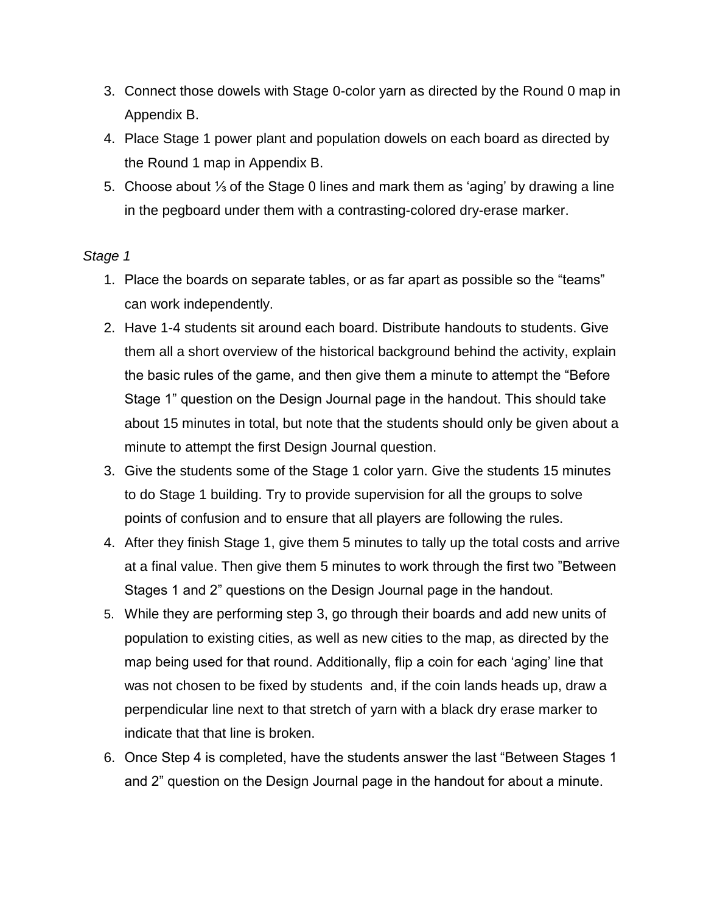3. Connect those dowels with Stage 0-color yarn as directed by the Round 0 map in Appendix B.
4. Place Stage 1 power plant and population dowels on each board as directed by the Round 1 map in Appendix B.
5. Choose about ⅓ of the Stage 0 lines and mark them as 'aging' by drawing a line in the pegboard under them with a contrasting-colored dry-erase marker.

*Stage 1*

1. Place the boards on separate tables, or as far apart as possible so the "teams" can work independently.
2. Have 1-4 students sit around each board. Distribute handouts to students. Give them all a short overview of the historical background behind the activity, explain the basic rules of the game, and then give them a minute to attempt the "Before Stage 1" question on the Design Journal page in the handout. This should take about 15 minutes in total, but note that the students should only be given about a minute to attempt the first Design Journal question.
3. Give the students some of the Stage 1 color yarn. Give the students 15 minutes to do Stage 1 building. Try to provide supervision for all the groups to solve points of confusion and to ensure that all players are following the rules.
4. After they finish Stage 1, give them 5 minutes to tally up the total costs and arrive at a final value. Then give them 5 minutes to work through the first two "Between Stages 1 and 2" questions on the Design Journal page in the handout.
5. While they are performing step 3, go through their boards and add new units of population to existing cities, as well as new cities to the map, as directed by the map being used for that round. Additionally, flip a coin for each 'aging' line that was not chosen to be fixed by students and, if the coin lands heads up, draw a perpendicular line next to that stretch of yarn with a black dry erase marker to indicate that that line is broken.
6. Once Step 4 is completed, have the students answer the last "Between Stages 1 and 2" question on the Design Journal page in the handout for about a minute.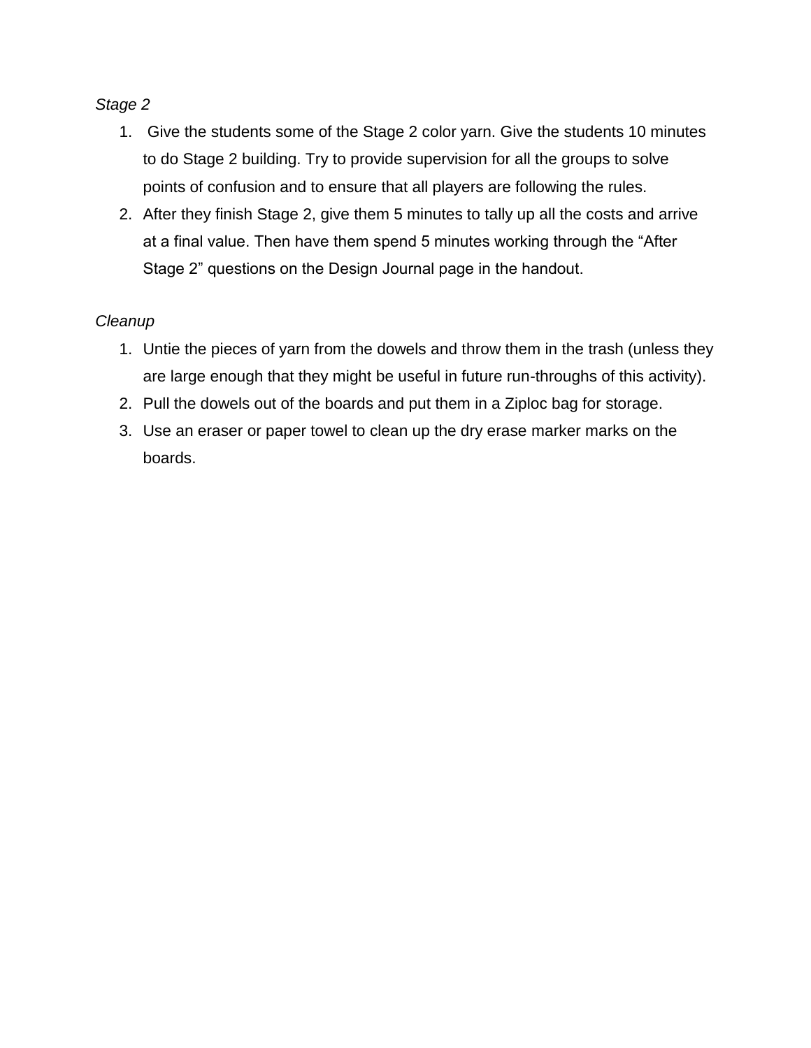*Stage 2*

1. Give the students some of the Stage 2 color yarn. Give the students 10 minutes to do Stage 2 building. Try to provide supervision for all the groups to solve points of confusion and to ensure that all players are following the rules.
2. After they finish Stage 2, give them 5 minutes to tally up all the costs and arrive at a final value. Then have them spend 5 minutes working through the "After Stage 2" questions on the Design Journal page in the handout.

*Cleanup*

1. Untie the pieces of yarn from the dowels and throw them in the trash (unless they are large enough that they might be useful in future run-throughs of this activity).
2. Pull the dowels out of the boards and put them in a Ziploc bag for storage.
3. Use an eraser or paper towel to clean up the dry erase marker marks on the boards.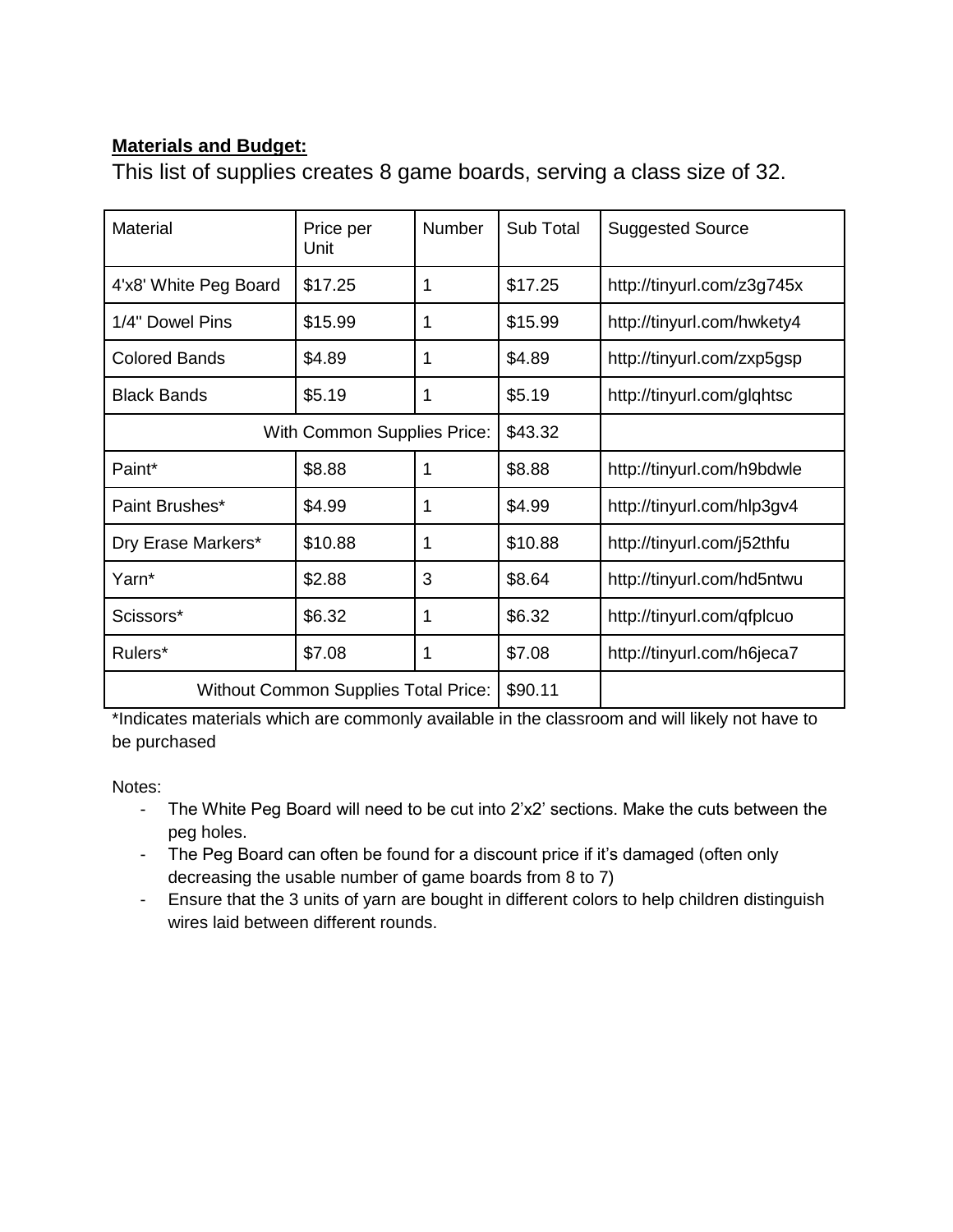**Materials and Budget:**

This list of supplies creates 8 game boards, serving a class size of 32.

| Material | Price per Unit | Number | Sub Total | Suggested Source |
|---|---|---|---|---|
| 4'x8' White Peg Board | $17.25 | 1 | $17.25 | http://tinyurl.com/z3g745x |
| 1/4" Dowel Pins | $15.99 | 1 | $15.99 | http://tinyurl.com/hwkety4 |
| Colored Bands | $4.89 | 1 | $4.89 | http://tinyurl.com/zxp5gsp |
| Black Bands | $5.19 | 1 | $5.19 | http://tinyurl.com/glqhtsc |
| With Common Supplies Price: | | | $43.32 | |
| Paint* | $8.88 | 1 | $8.88 | http://tinyurl.com/h9bdwle |
| Paint Brushes* | $4.99 | 1 | $4.99 | http://tinyurl.com/hlp3gv4 |
| Dry Erase Markers* | $10.88 | 1 | $10.88 | http://tinyurl.com/j52thfu |
| Yarn* | $2.88 | 3 | $8.64 | http://tinyurl.com/hd5ntwu |
| Scissors* | $6.32 | 1 | $6.32 | http://tinyurl.com/qfplcuo |
| Rulers* | $7.08 | 1 | $7.08 | http://tinyurl.com/h6jeca7 |
| Without Common Supplies Total Price: | | | $90.11 | |

*Indicates materials which are commonly available in the classroom and will likely not have to be purchased

Notes:

- The White Peg Board will need to be cut into 2'x2' sections. Make the cuts between the peg holes.
- The Peg Board can often be found for a discount price if it's damaged (often only decreasing the usable number of game boards from 8 to 7)
- Ensure that the 3 units of yarn are bought in different colors to help children distinguish wires laid between different rounds.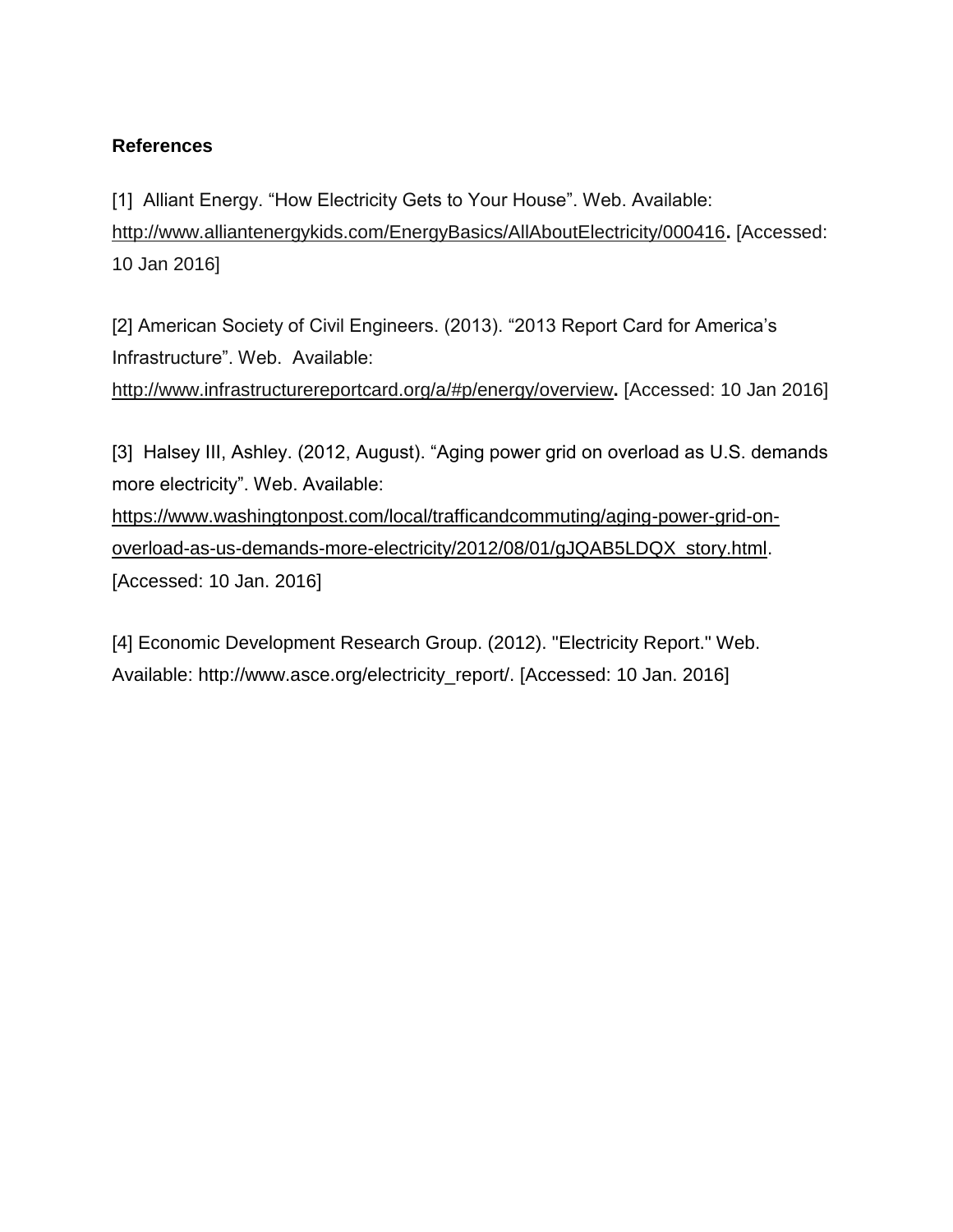**References**

[1] Alliant Energy. “How Electricity Gets to Your House”. Web. Available: http://www.alliantenergykids.com/EnergyBasics/AllAboutElectricity/000416. [Accessed: 10 Jan 2016]

[2] American Society of Civil Engineers. (2013). “2013 Report Card for America’s Infrastructure”. Web. Available: http://www.infrastructurereportcard.org/a/#p/energy/overview. [Accessed: 10 Jan 2016]

[3] Halsey III, Ashley. (2012, August). “Aging power grid on overload as U.S. demands more electricity”. Web. Available: https://www.washingtonpost.com/local/trafficandcommuting/aging-power-grid-on-overload-as-us-demands-more-electricity/2012/08/01/gJQAB5LDQX_story.html. [Accessed: 10 Jan. 2016]

[4] Economic Development Research Group. (2012). "Electricity Report." Web. Available: http://www.asce.org/electricity_report/. [Accessed: 10 Jan. 2016]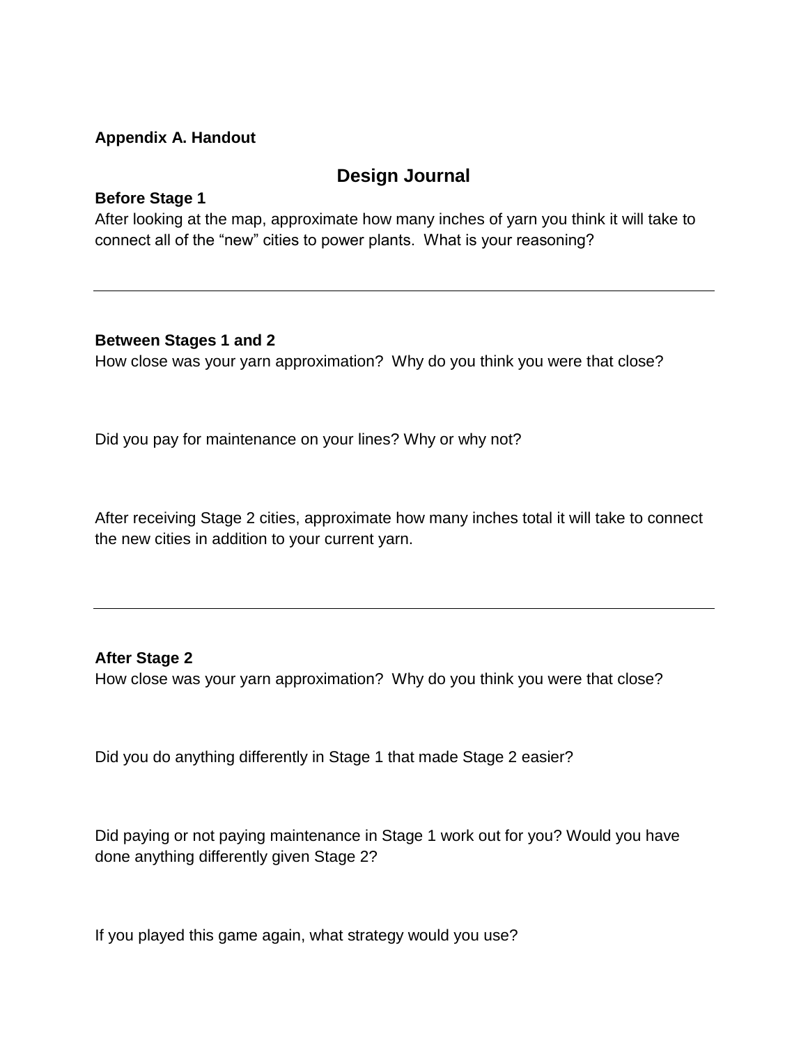**Appendix A. Handout**

## Design Journal

### Before Stage 1

After looking at the map, approximate how many inches of yarn you think it will take to connect all of the “new” cities to power plants. What is your reasoning?

---

### Between Stages 1 and 2

How close was your yarn approximation? Why do you think you were that close?

Did you pay for maintenance on your lines? Why or why not?

After receiving Stage 2 cities, approximate how many inches total it will take to connect the new cities in addition to your current yarn.

---

### After Stage 2

How close was your yarn approximation? Why do you think you were that close?

Did you do anything differently in Stage 1 that made Stage 2 easier?

Did paying or not paying maintenance in Stage 1 work out for you? Would you have done anything differently given Stage 2?

If you played this game again, what strategy would you use?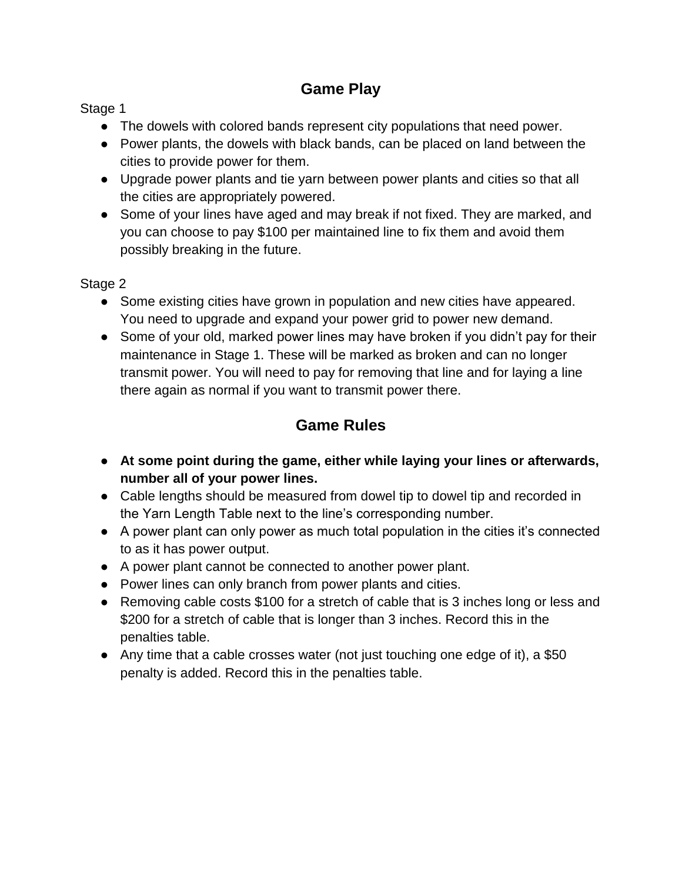## Game Play

Stage 1

- The dowels with colored bands represent city populations that need power.
- Power plants, the dowels with black bands, can be placed on land between the cities to provide power for them.
- Upgrade power plants and tie yarn between power plants and cities so that all the cities are appropriately powered.
- Some of your lines have aged and may break if not fixed. They are marked, and you can choose to pay $100 per maintained line to fix them and avoid them possibly breaking in the future.

Stage 2

- Some existing cities have grown in population and new cities have appeared. You need to upgrade and expand your power grid to power new demand.
- Some of your old, marked power lines may have broken if you didn't pay for their maintenance in Stage 1. These will be marked as broken and can no longer transmit power. You will need to pay for removing that line and for laying a line there again as normal if you want to transmit power there.

## Game Rules

- **At some point during the game, either while laying your lines or afterwards, number all of your power lines.**
- Cable lengths should be measured from dowel tip to dowel tip and recorded in the Yarn Length Table next to the line's corresponding number.
- A power plant can only power as much total population in the cities it's connected to as it has power output.
- A power plant cannot be connected to another power plant.
- Power lines can only branch from power plants and cities.
- Removing cable costs $100 for a stretch of cable that is 3 inches long or less and $200 for a stretch of cable that is longer than 3 inches. Record this in the penalties table.
- Any time that a cable crosses water (not just touching one edge of it), a $50 penalty is added. Record this in the penalties table.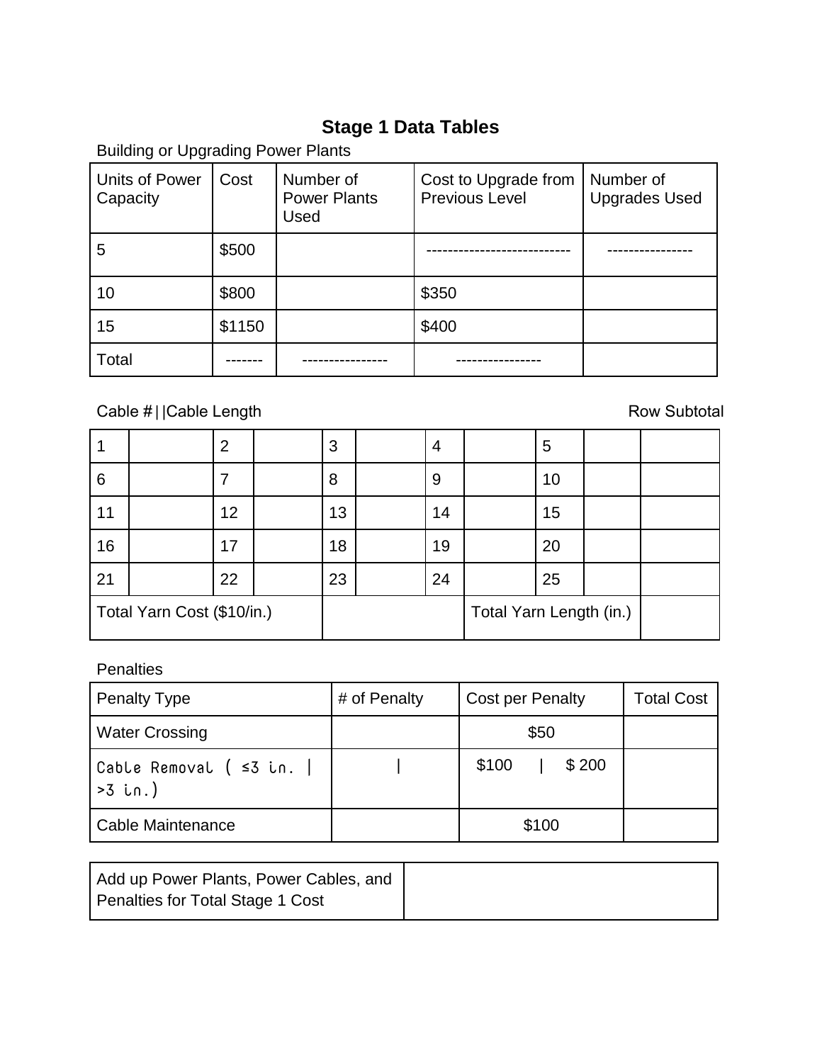## Stage 1 Data Tables

Building or Upgrading Power Plants

| Units of Power Capacity | Cost | Number of Power Plants Used | Cost to Upgrade from Previous Level | Number of Upgrades Used |
| --- | --- | --- | --- | --- |
| 5 | $500 | | -------------------------- | ---------------- |
| 10 | $800 | | $350 | |
| 15 | $1150 | | $400 | |
| Total | ------- | ---------------- | ---------------- | |

Cable # | |Cable Length Row Subtotal

| | | | | | | | | | | |
| --- | --- | --- | --- | --- | --- | --- | --- | --- | --- | --- |
| 1 | | 2 | | 3 | | 4 | | 5 | | |
| 6 | | 7 | | 8 | | 9 | | 10 | | |
| 11 | | 12 | | 13 | | 14 | | 15 | | |
| 16 | | 17 | | 18 | | 19 | | 20 | | |
| 21 | | 22 | | 23 | | 24 | | 25 | | |
| Total Yarn Cost ($10/in.) | | | | | | Total Yarn Length (in.) | | | | |

Penalties

| Penalty Type | # of Penalty | Cost per Penalty | Total Cost |
| --- | --- | --- | --- |
| Water Crossing | | $50 | |
| Cable Removal ( ≤3 in. \| >3 in.) | \| | $100 \| $ 200 | |
| Cable Maintenance | | $100 | |

| Add up Power Plants, Power Cables, and Penalties for Total Stage 1 Cost | |
| --- | --- |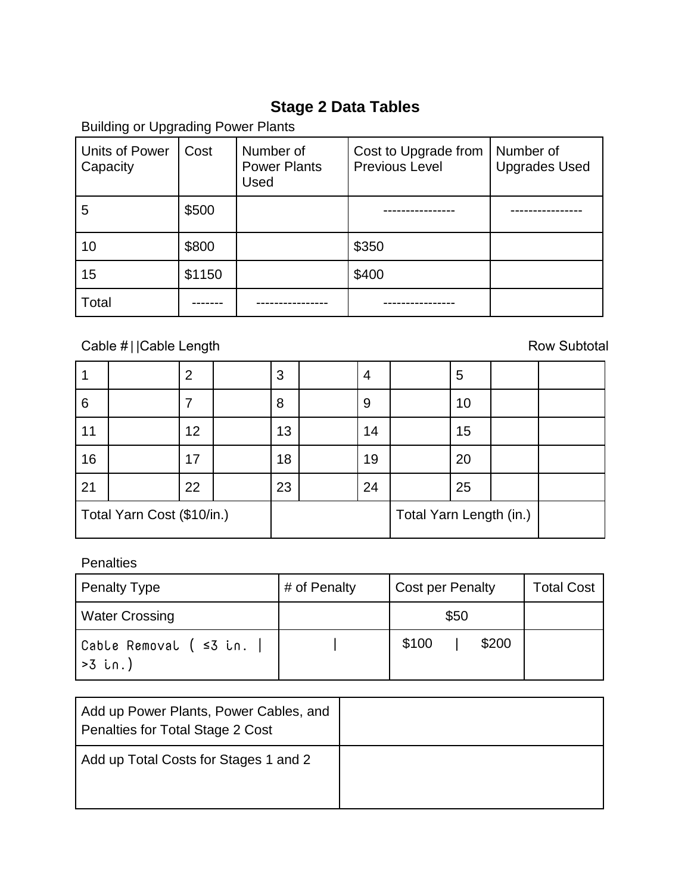## Stage 2 Data Tables

Building or Upgrading Power Plants

| Units of Power Capacity | Cost | Number of Power Plants Used | Cost to Upgrade from Previous Level | Number of Upgrades Used |
|---|---|---|---|---|
| 5 | $500 | | ---------------- | ---------------- |
| 10 | $800 | | $350 | |
| 15 | $1150 | | $400 | |
| Total | ------- | ---------------- | ---------------- | |

Cable #||Cable Length | Row Subtotal

| | | | | | | | | | | |
|---|---|---|---|---|---|---|---|---|---|---|
| 1 | | 2 | | 3 | | 4 | | 5 | | |
| 6 | | 7 | | 8 | | 9 | | 10 | | |
| 11 | | 12 | | 13 | | 14 | | 15 | | |
| 16 | | 17 | | 18 | | 19 | | 20 | | |
| 21 | | 22 | | 23 | | 24 | | 25 | | |
| Total Yarn Cost ($10/in.) | | | | | | Total Yarn Length (in.) | | | | |

Penalties

| Penalty Type | # of Penalty | Cost per Penalty | Total Cost |
|---|---|---|---|
| Water Crossing | | $50 | |
| Cable Removal ( ≤3 in. \| >3 in.) | \| | $100 \| $200 | |

| | |
|---|---|
| Add up Power Plants, Power Cables, and Penalties for Total Stage 2 Cost | |
| Add up Total Costs for Stages 1 and 2 | |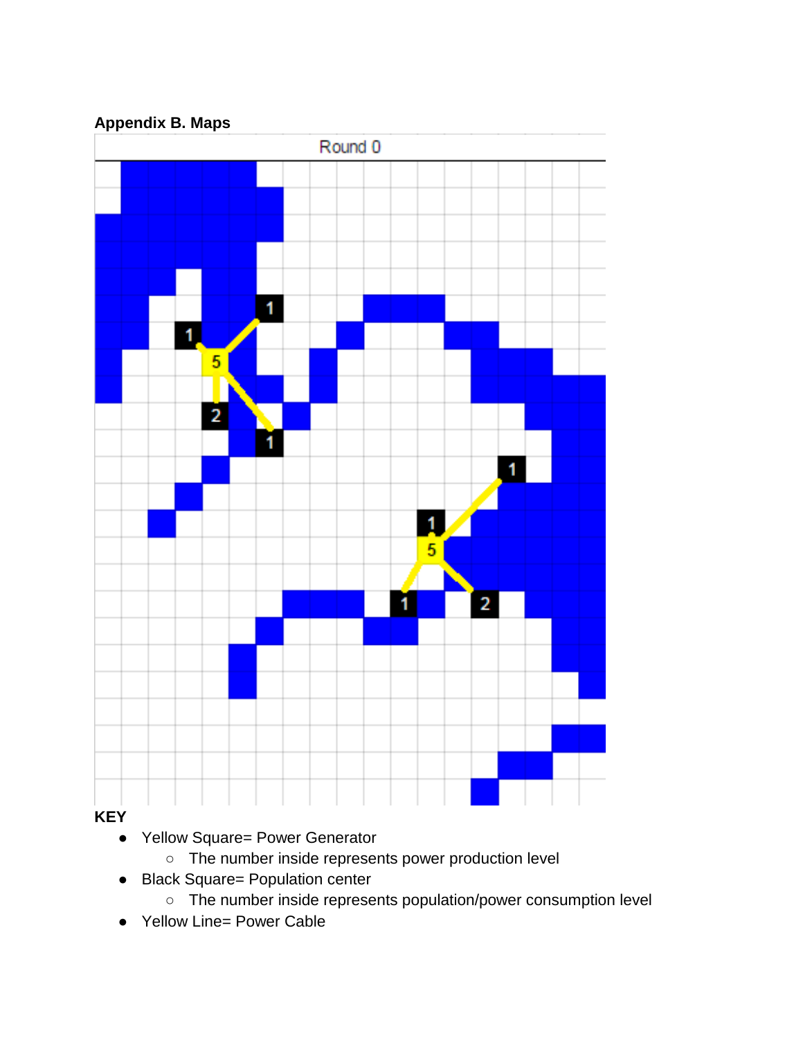**Appendix B. Maps**

**KEY**

- Yellow Square= Power Generator
  - The number inside represents power production level
- Black Square= Population center
  - The number inside represents population/power consumption level
- Yellow Line= Power Cable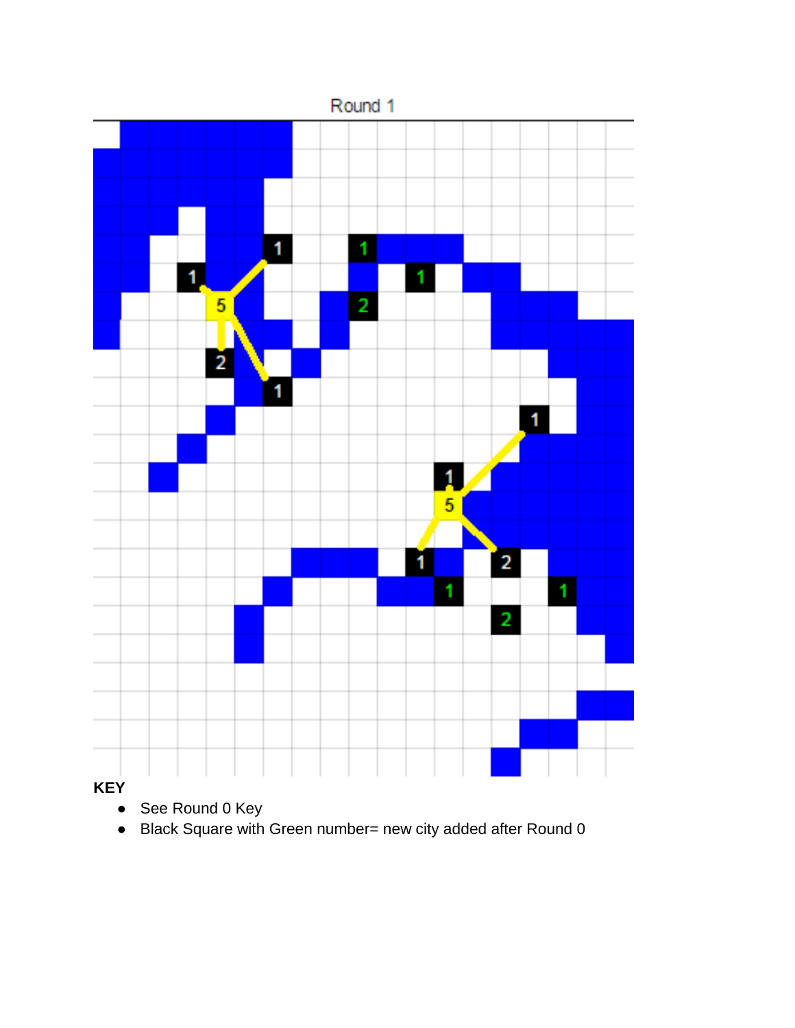Round 1

**KEY**

- See Round 0 Key
- Black Square with Green number= new city added after Round 0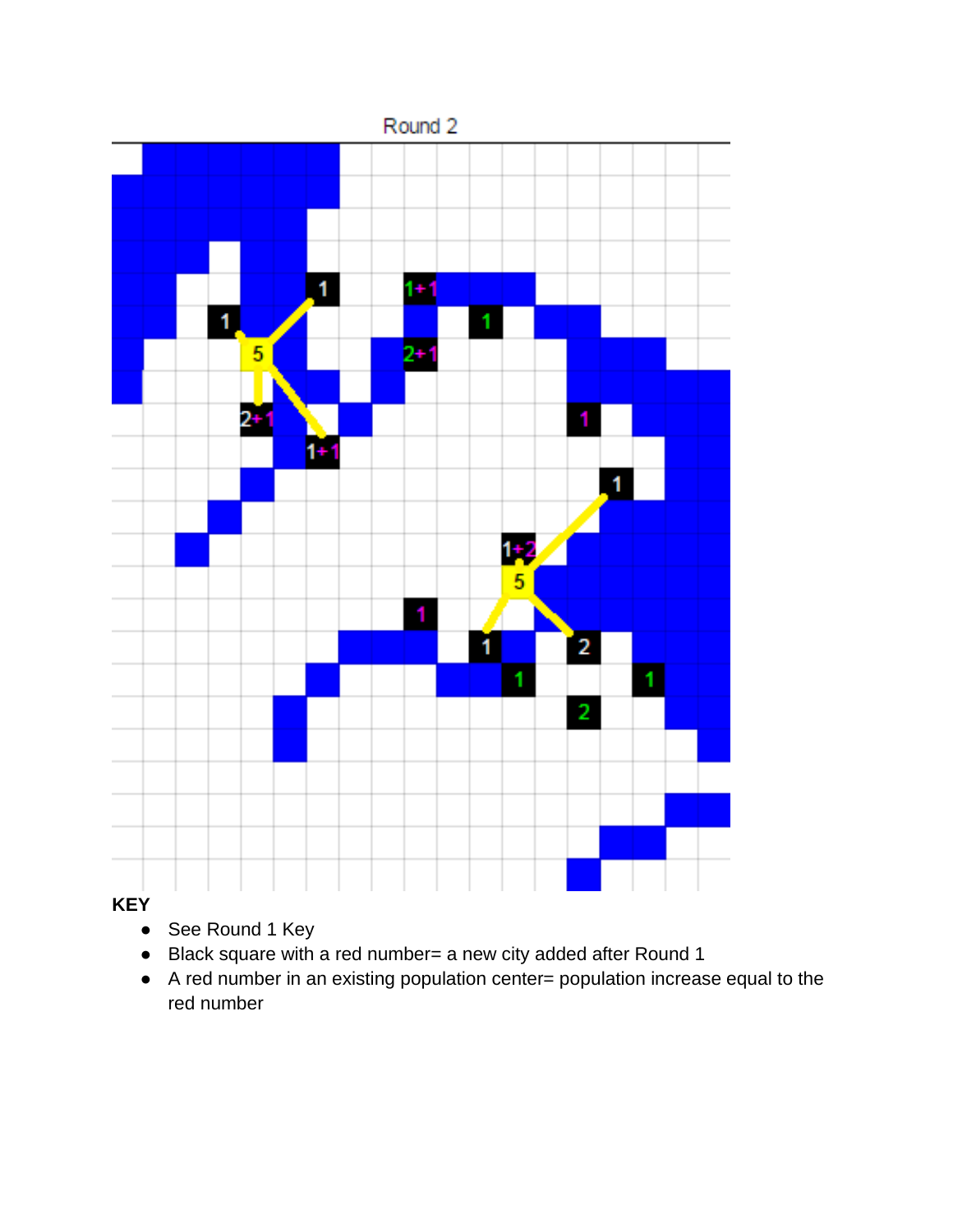Round 2

**KEY**

- See Round 1 Key
- Black square with a red number= a new city added after Round 1
- A red number in an existing population center= population increase equal to the red number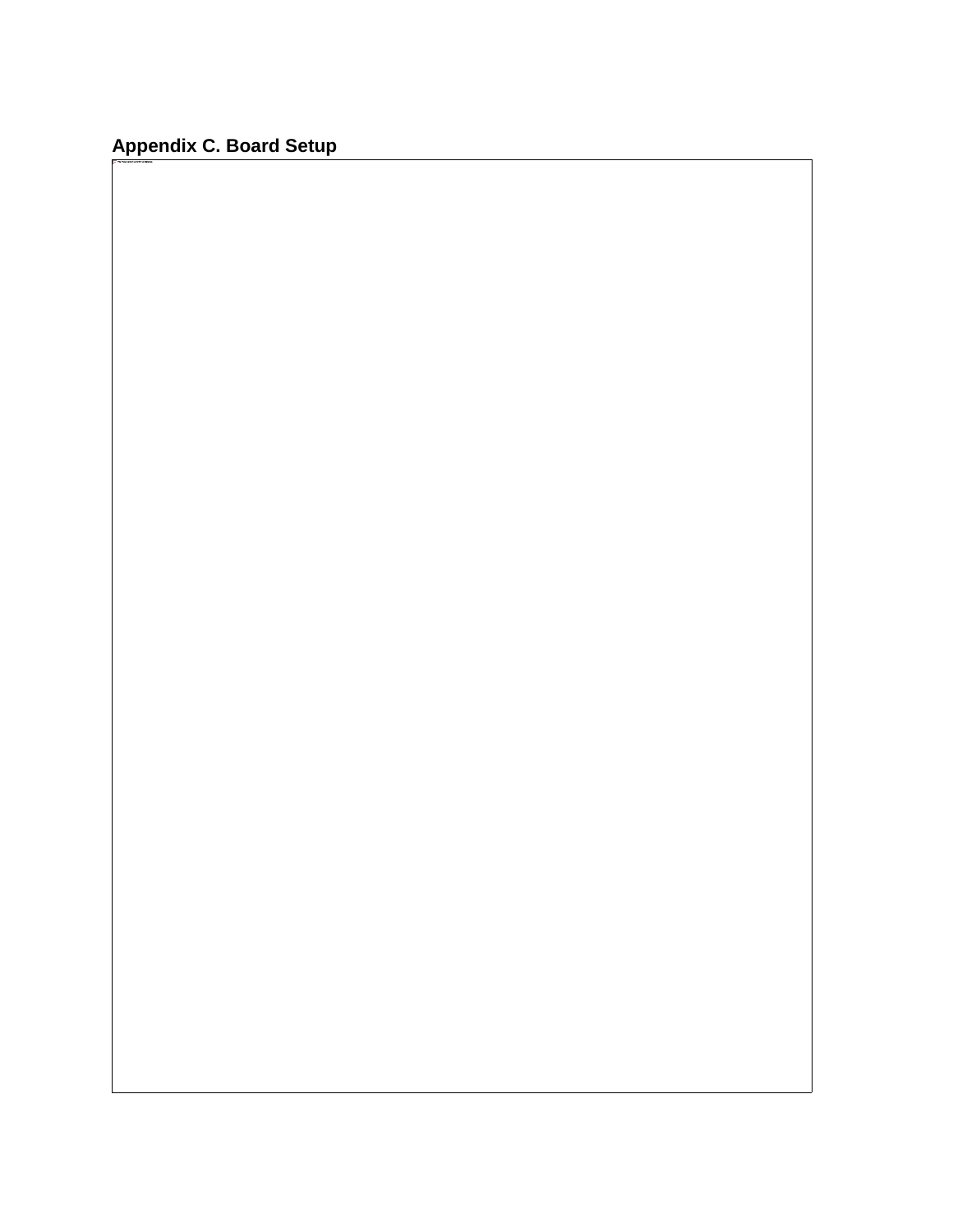## Appendix C. Board Setup